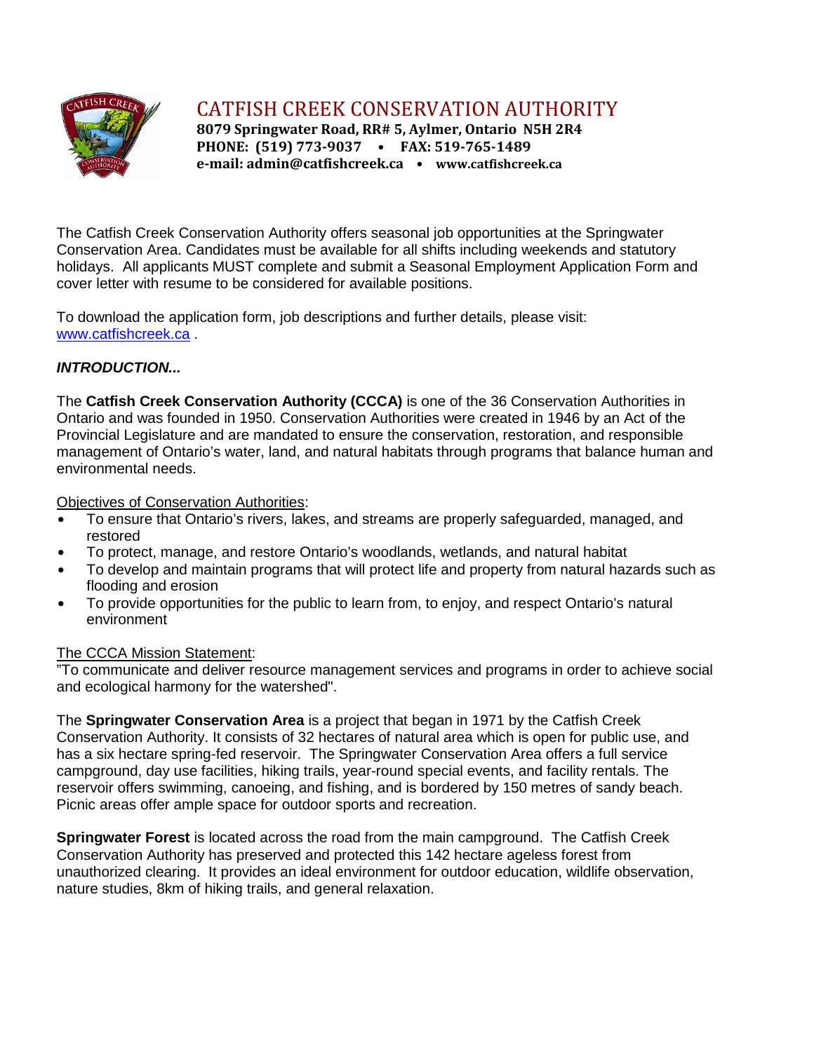# CATFISH CREEK CONSERVATION AUTHORITY

**8079 Springwater Road, RR# 5, Aylmer, Ontario N5H 2R4**
**PHONE: (519) 773-9037 • FAX: 519-765-1489**
**e-mail: admin@catfishcreek.ca • www.catfishcreek.ca**

The Catfish Creek Conservation Authority offers seasonal job opportunities at the Springwater Conservation Area. Candidates must be available for all shifts including weekends and statutory holidays. All applicants MUST complete and submit a Seasonal Employment Application Form and cover letter with resume to be considered for available positions.

To download the application form, job descriptions and further details, please visit: www.catfishcreek.ca .

***INTRODUCTION...***

The **Catfish Creek Conservation Authority (CCCA)** is one of the 36 Conservation Authorities in Ontario and was founded in 1950. Conservation Authorities were created in 1946 by an Act of the Provincial Legislature and are mandated to ensure the conservation, restoration, and responsible management of Ontario's water, land, and natural habitats through programs that balance human and environmental needs.

Objectives of Conservation Authorities:

- To ensure that Ontario's rivers, lakes, and streams are properly safeguarded, managed, and restored
- To protect, manage, and restore Ontario's woodlands, wetlands, and natural habitat
- To develop and maintain programs that will protect life and property from natural hazards such as flooding and erosion
- To provide opportunities for the public to learn from, to enjoy, and respect Ontario's natural environment

The CCCA Mission Statement:
"To communicate and deliver resource management services and programs in order to achieve social and ecological harmony for the watershed".

The **Springwater Conservation Area** is a project that began in 1971 by the Catfish Creek Conservation Authority. It consists of 32 hectares of natural area which is open for public use, and has a six hectare spring-fed reservoir. The Springwater Conservation Area offers a full service campground, day use facilities, hiking trails, year-round special events, and facility rentals. The reservoir offers swimming, canoeing, and fishing, and is bordered by 150 metres of sandy beach. Picnic areas offer ample space for outdoor sports and recreation.

**Springwater Forest** is located across the road from the main campground. The Catfish Creek Conservation Authority has preserved and protected this 142 hectare ageless forest from unauthorized clearing. It provides an ideal environment for outdoor education, wildlife observation, nature studies, 8km of hiking trails, and general relaxation.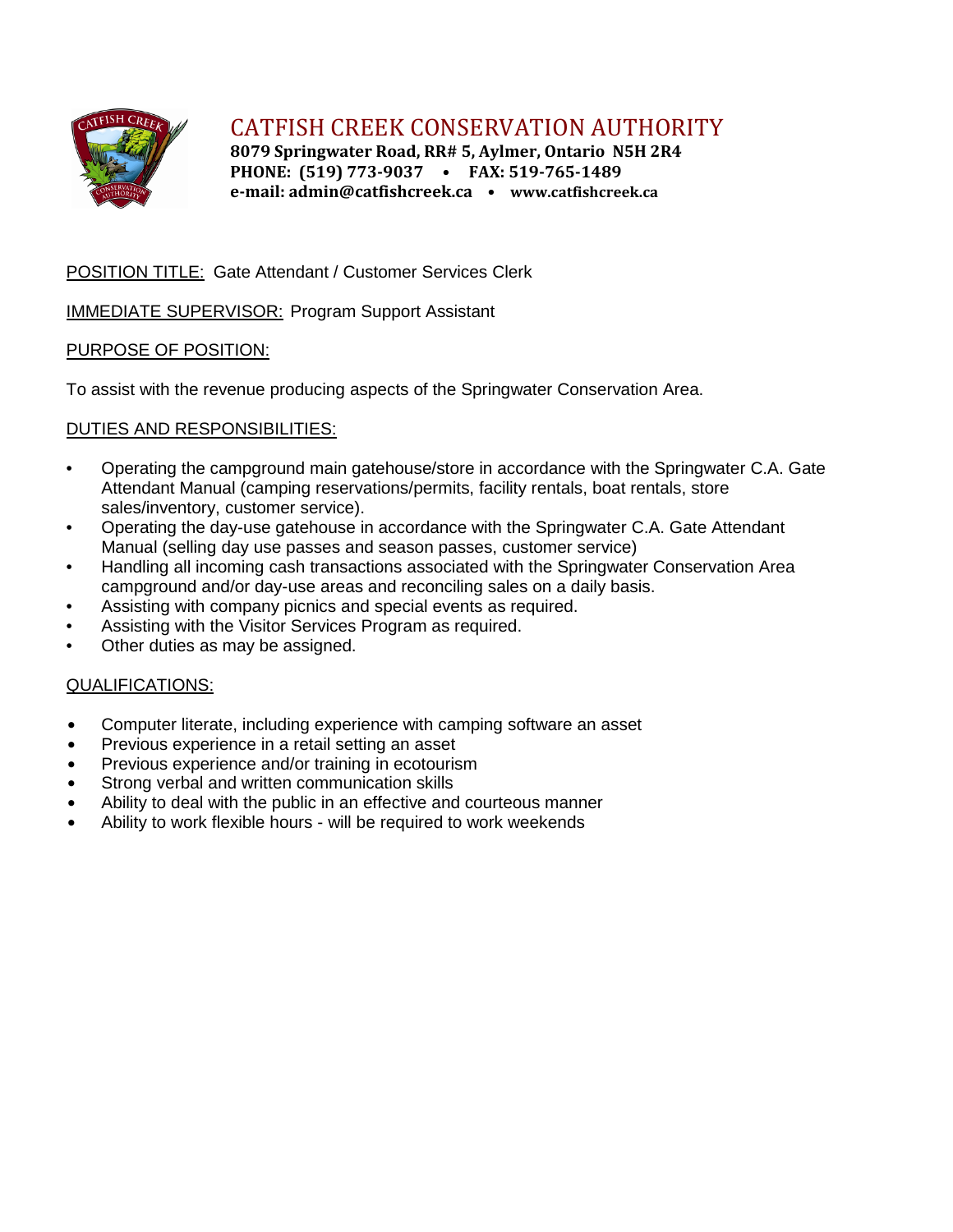# CATFISH CREEK CONSERVATION AUTHORITY

**8079 Springwater Road, RR# 5, Aylmer, Ontario N5H 2R4**
**PHONE: (519) 773-9037 • FAX: 519-765-1489**
**e-mail: admin@catfishcreek.ca • www.catfishcreek.ca**

POSITION TITLE: Gate Attendant / Customer Services Clerk

IMMEDIATE SUPERVISOR: Program Support Assistant

PURPOSE OF POSITION:

To assist with the revenue producing aspects of the Springwater Conservation Area.

DUTIES AND RESPONSIBILITIES:

- Operating the campground main gatehouse/store in accordance with the Springwater C.A. Gate Attendant Manual (camping reservations/permits, facility rentals, boat rentals, store sales/inventory, customer service).
- Operating the day-use gatehouse in accordance with the Springwater C.A. Gate Attendant Manual (selling day use passes and season passes, customer service)
- Handling all incoming cash transactions associated with the Springwater Conservation Area campground and/or day-use areas and reconciling sales on a daily basis.
- Assisting with company picnics and special events as required.
- Assisting with the Visitor Services Program as required.
- Other duties as may be assigned.

QUALIFICATIONS:

- Computer literate, including experience with camping software an asset
- Previous experience in a retail setting an asset
- Previous experience and/or training in ecotourism
- Strong verbal and written communication skills
- Ability to deal with the public in an effective and courteous manner
- Ability to work flexible hours - will be required to work weekends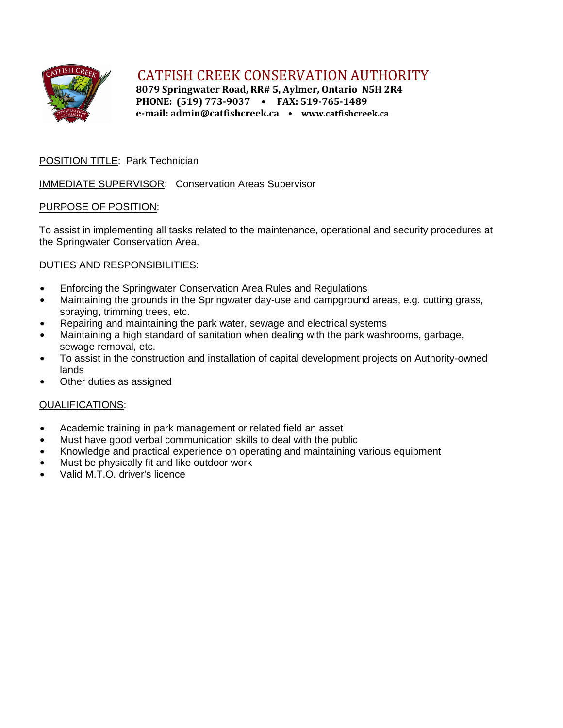# CATFISH CREEK CONSERVATION AUTHORITY

**8079 Springwater Road, RR# 5, Aylmer, Ontario N5H 2R4**
**PHONE: (519) 773-9037 • FAX: 519-765-1489**
**e-mail: admin@catfishcreek.ca • www.catfishcreek.ca**

POSITION TITLE: Park Technician

IMMEDIATE SUPERVISOR: Conservation Areas Supervisor

PURPOSE OF POSITION:

To assist in implementing all tasks related to the maintenance, operational and security procedures at the Springwater Conservation Area.

DUTIES AND RESPONSIBILITIES:

- Enforcing the Springwater Conservation Area Rules and Regulations
- Maintaining the grounds in the Springwater day-use and campground areas, e.g. cutting grass, spraying, trimming trees, etc.
- Repairing and maintaining the park water, sewage and electrical systems
- Maintaining a high standard of sanitation when dealing with the park washrooms, garbage, sewage removal, etc.
- To assist in the construction and installation of capital development projects on Authority-owned lands
- Other duties as assigned

QUALIFICATIONS:

- Academic training in park management or related field an asset
- Must have good verbal communication skills to deal with the public
- Knowledge and practical experience on operating and maintaining various equipment
- Must be physically fit and like outdoor work
- Valid M.T.O. driver's licence